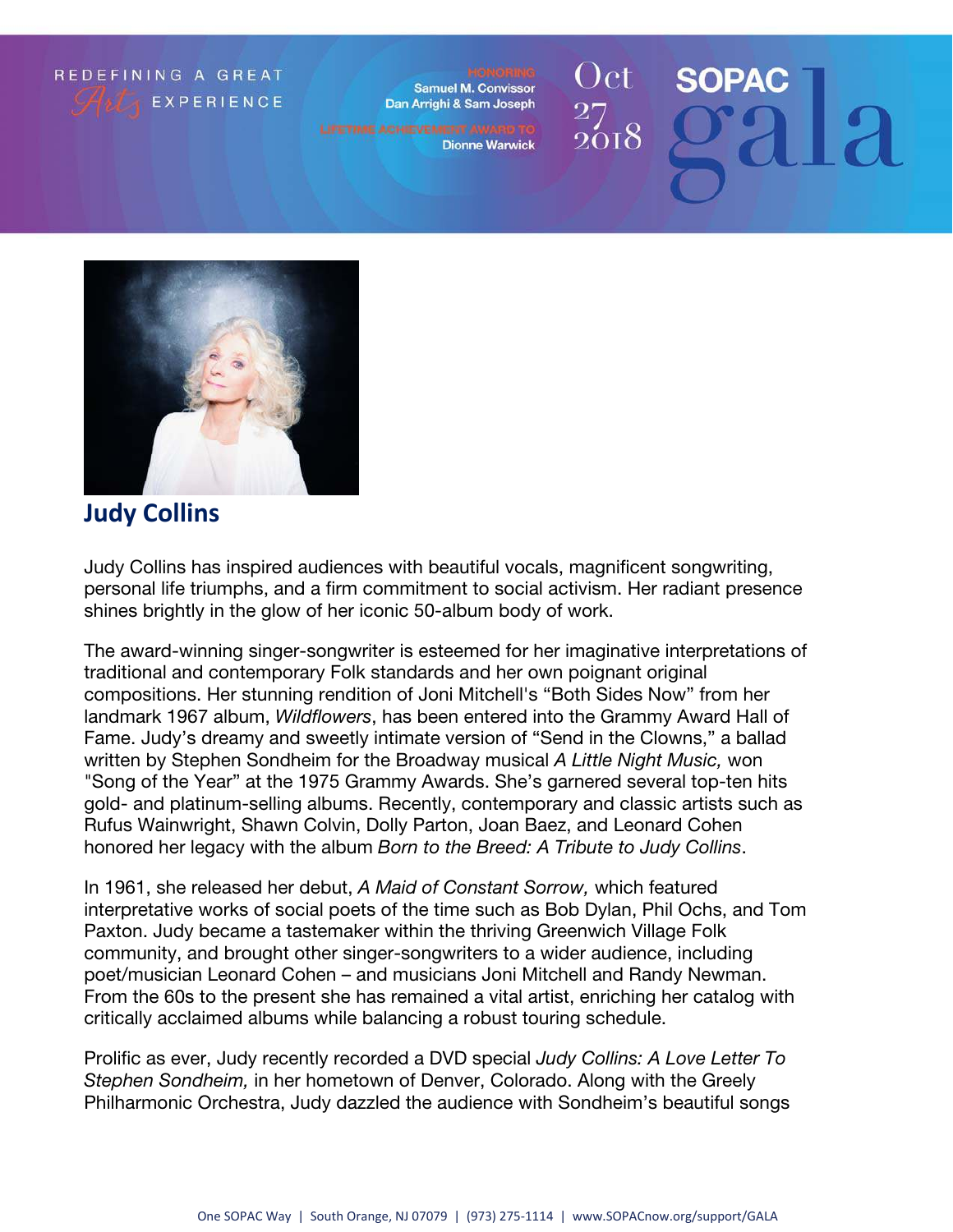REDEFINING A GREAT *Arts* EXPERIENCE

HONORING
Samuel M. Convissor
Dan Arrighi & Sam Joseph

LIFETIME ACHIEVEMENT AWARD TO
Dionne Warwick

Oct 27 2018

SOPAC gala

## Judy Collins

Judy Collins has inspired audiences with beautiful vocals, magnificent songwriting, personal life triumphs, and a firm commitment to social activism. Her radiant presence shines brightly in the glow of her iconic 50-album body of work.

The award-winning singer-songwriter is esteemed for her imaginative interpretations of traditional and contemporary Folk standards and her own poignant original compositions. Her stunning rendition of Joni Mitchell's "Both Sides Now" from her landmark 1967 album, *Wildflowers*, has been entered into the Grammy Award Hall of Fame. Judy's dreamy and sweetly intimate version of "Send in the Clowns," a ballad written by Stephen Sondheim for the Broadway musical *A Little Night Music,* won "Song of the Year" at the 1975 Grammy Awards. She's garnered several top-ten hits gold- and platinum-selling albums. Recently, contemporary and classic artists such as Rufus Wainwright, Shawn Colvin, Dolly Parton, Joan Baez, and Leonard Cohen honored her legacy with the album *Born to the Breed: A Tribute to Judy Collins*.

In 1961, she released her debut, *A Maid of Constant Sorrow,* which featured interpretative works of social poets of the time such as Bob Dylan, Phil Ochs, and Tom Paxton. Judy became a tastemaker within the thriving Greenwich Village Folk community, and brought other singer-songwriters to a wider audience, including poet/musician Leonard Cohen – and musicians Joni Mitchell and Randy Newman. From the 60s to the present she has remained a vital artist, enriching her catalog with critically acclaimed albums while balancing a robust touring schedule.

Prolific as ever, Judy recently recorded a DVD special *Judy Collins: A Love Letter To Stephen Sondheim,* in her hometown of Denver, Colorado. Along with the Greely Philharmonic Orchestra, Judy dazzled the audience with Sondheim's beautiful songs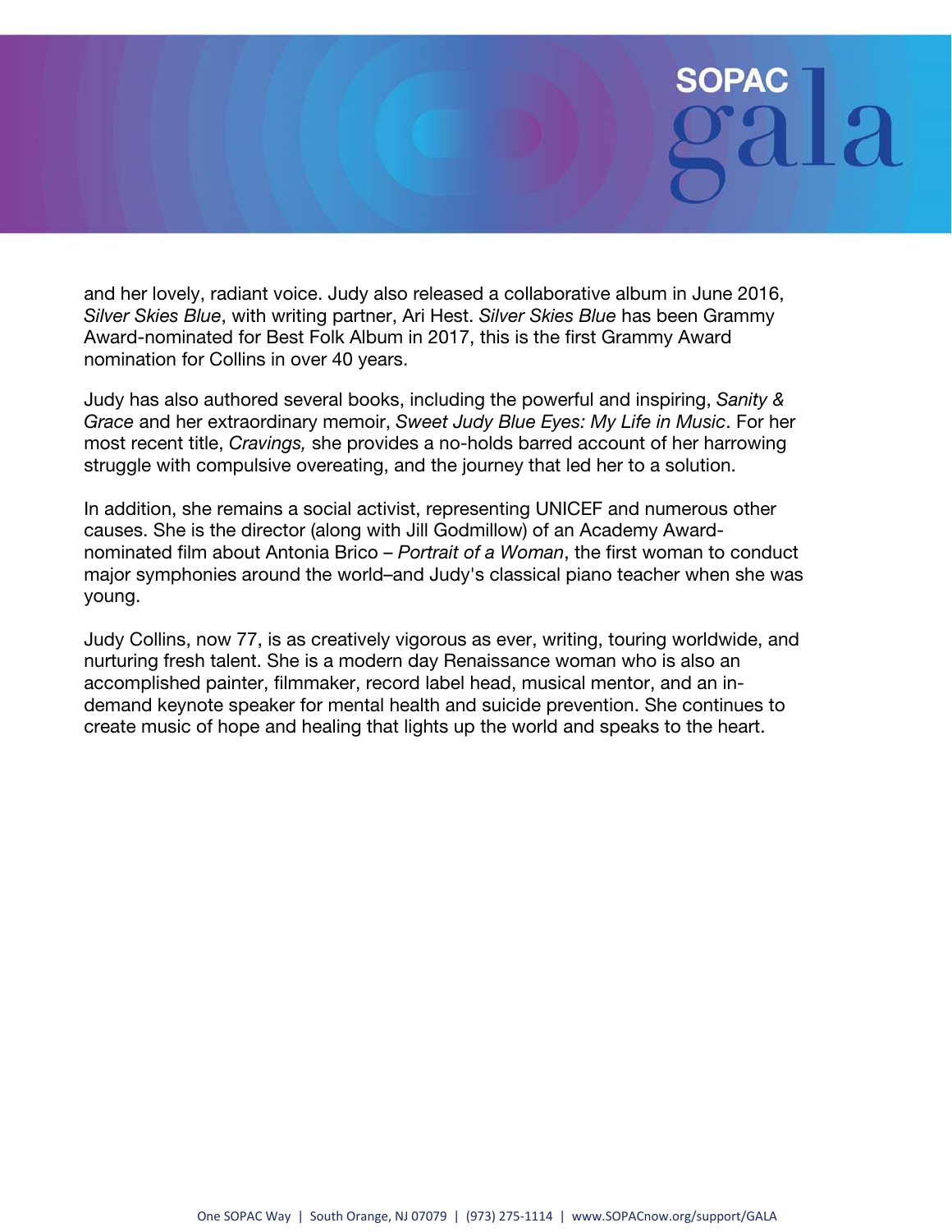and her lovely, radiant voice. Judy also released a collaborative album in June 2016, *Silver Skies Blue*, with writing partner, Ari Hest. *Silver Skies Blue* has been Grammy Award-nominated for Best Folk Album in 2017, this is the first Grammy Award nomination for Collins in over 40 years.

Judy has also authored several books, including the powerful and inspiring, *Sanity & Grace* and her extraordinary memoir, *Sweet Judy Blue Eyes: My Life in Music*. For her most recent title, *Cravings,* she provides a no-holds barred account of her harrowing struggle with compulsive overeating, and the journey that led her to a solution.

In addition, she remains a social activist, representing UNICEF and numerous other causes. She is the director (along with Jill Godmillow) of an Academy Award-nominated film about Antonia Brico – *Portrait of a Woman*, the first woman to conduct major symphonies around the world–and Judy's classical piano teacher when she was young.

Judy Collins, now 77, is as creatively vigorous as ever, writing, touring worldwide, and nurturing fresh talent. She is a modern day Renaissance woman who is also an accomplished painter, filmmaker, record label head, musical mentor, and an in-demand keynote speaker for mental health and suicide prevention. She continues to create music of hope and healing that lights up the world and speaks to the heart.